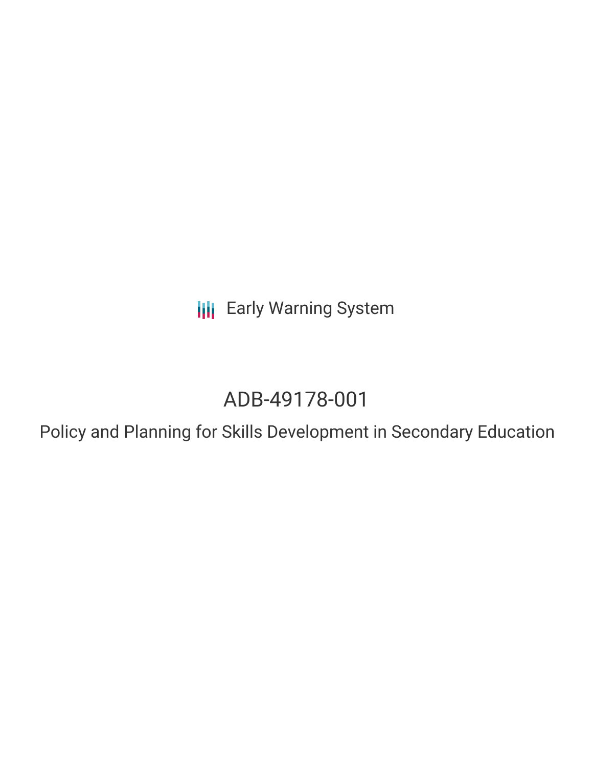Early Warning System

# ADB-49178-001

## Policy and Planning for Skills Development in Secondary Education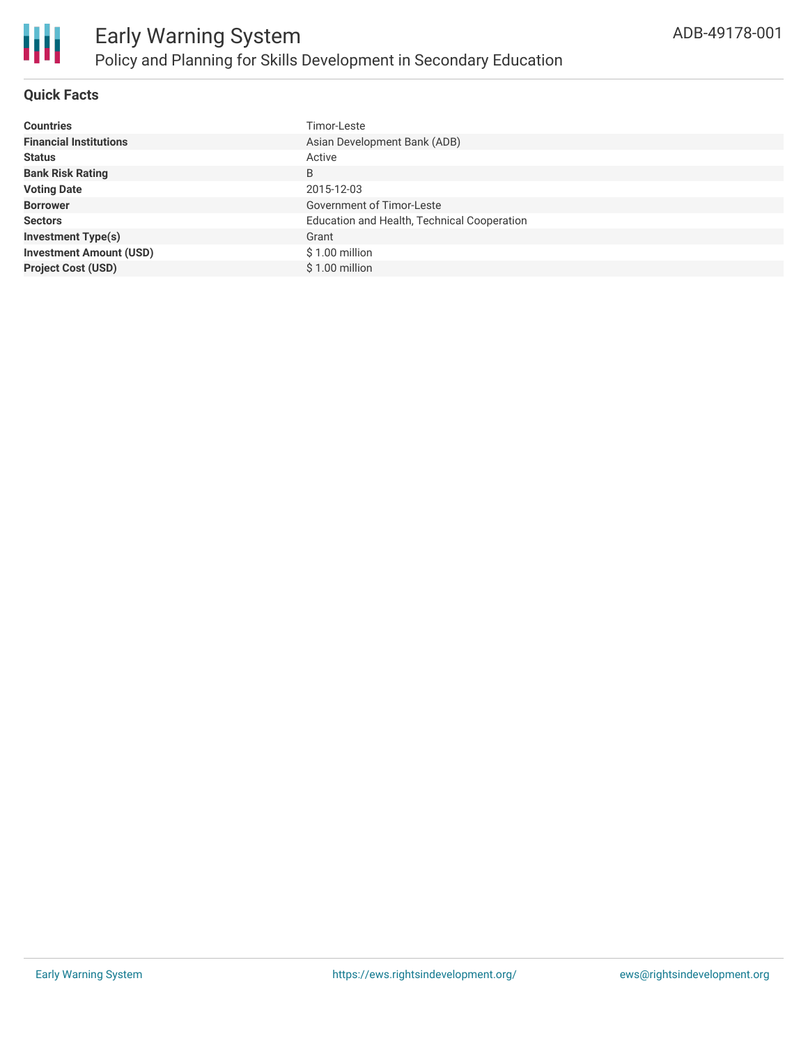# Early Warning System

## Policy and Planning for Skills Development in Secondary Education

ADB-49178-001

### Quick Facts

| | |
|---|---|
| **Countries** | Timor-Leste |
| **Financial Institutions** | Asian Development Bank (ADB) |
| **Status** | Active |
| **Bank Risk Rating** | B |
| **Voting Date** | 2015-12-03 |
| **Borrower** | Government of Timor-Leste |
| **Sectors** | Education and Health, Technical Cooperation |
| **Investment Type(s)** | Grant |
| **Investment Amount (USD)** | $ 1.00 million |
| **Project Cost (USD)** | $ 1.00 million |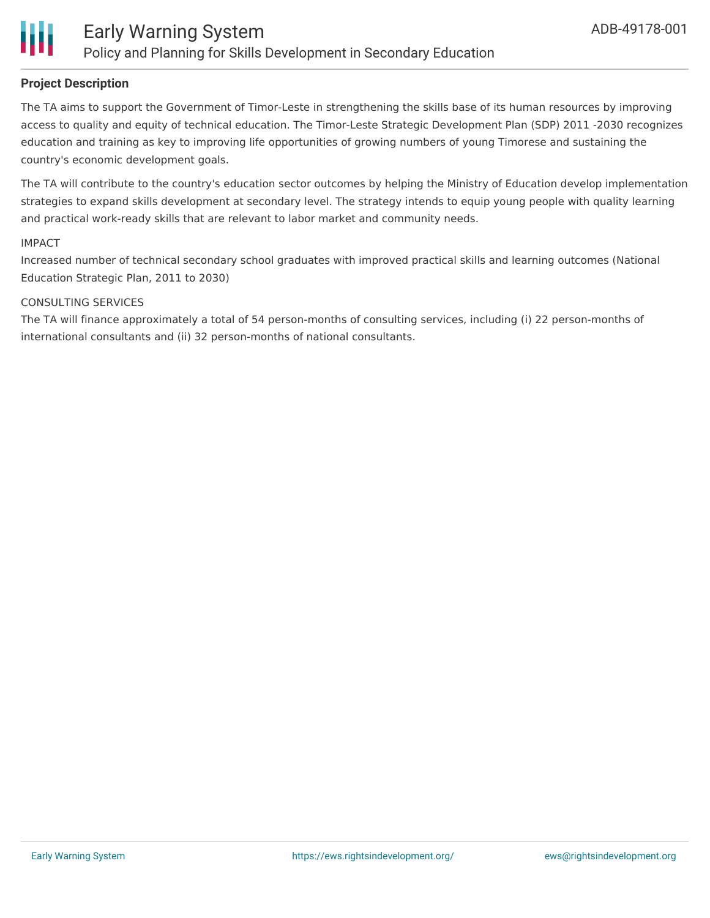## Project Description

The TA aims to support the Government of Timor-Leste in strengthening the skills base of its human resources by improving access to quality and equity of technical education. The Timor-Leste Strategic Development Plan (SDP) 2011 -2030 recognizes education and training as key to improving life opportunities of growing numbers of young Timorese and sustaining the country's economic development goals.

The TA will contribute to the country's education sector outcomes by helping the Ministry of Education develop implementation strategies to expand skills development at secondary level. The strategy intends to equip young people with quality learning and practical work-ready skills that are relevant to labor market and community needs.

IMPACT

Increased number of technical secondary school graduates with improved practical skills and learning outcomes (National Education Strategic Plan, 2011 to 2030)

CONSULTING SERVICES

The TA will finance approximately a total of 54 person-months of consulting services, including (i) 22 person-months of international consultants and (ii) 32 person-months of national consultants.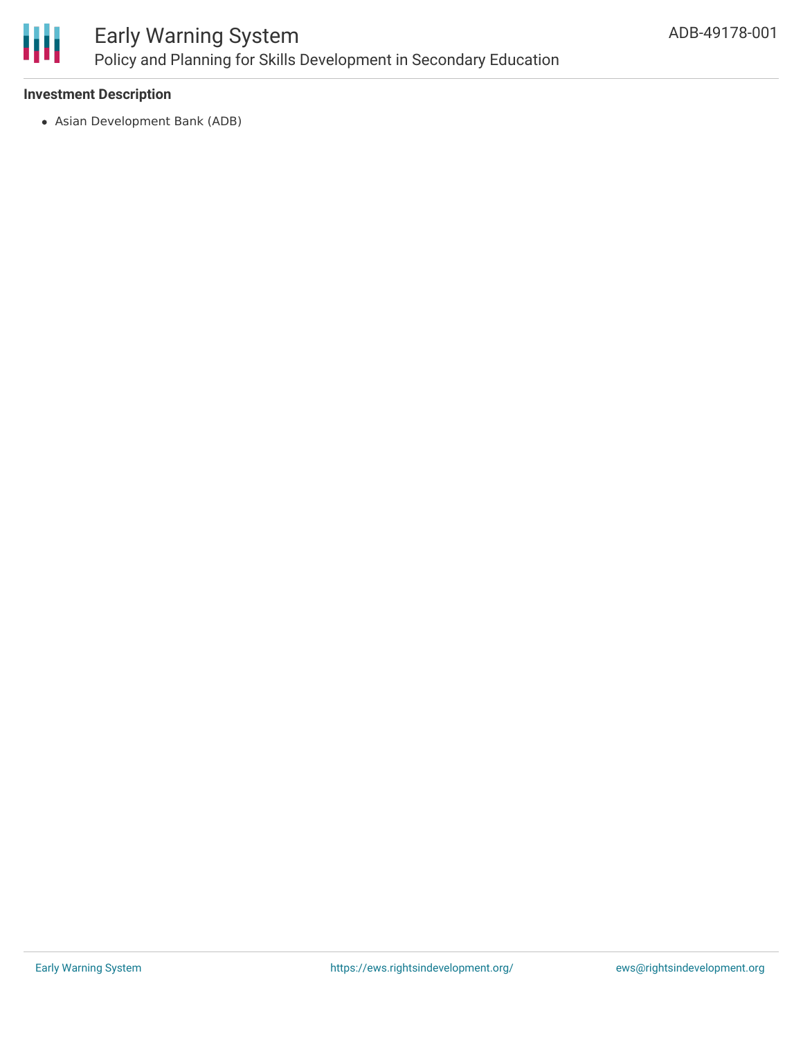**Investment Description**

- Asian Development Bank (ADB)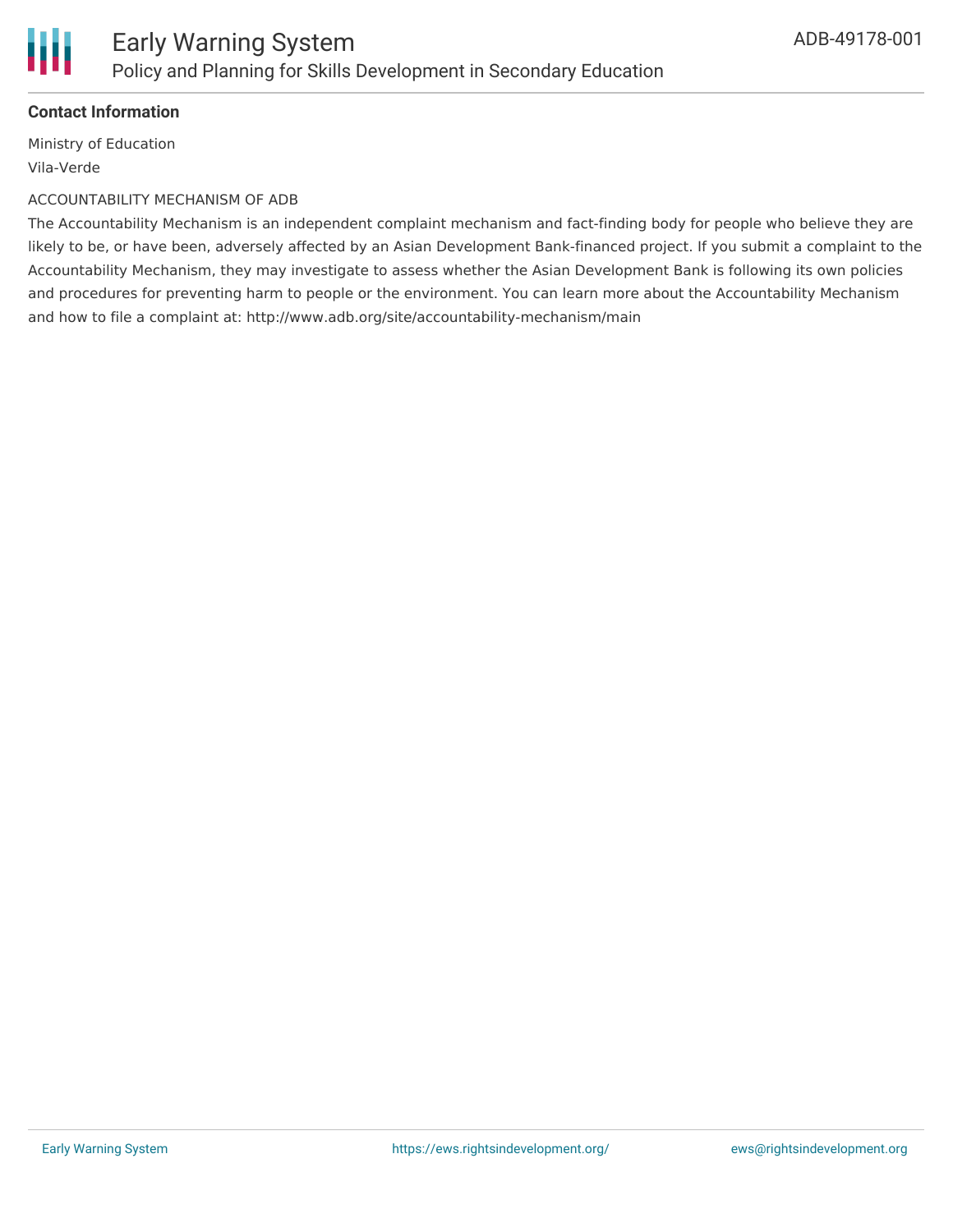**Contact Information**

Ministry of Education

Vila-Verde

ACCOUNTABILITY MECHANISM OF ADB

The Accountability Mechanism is an independent complaint mechanism and fact-finding body for people who believe they are likely to be, or have been, adversely affected by an Asian Development Bank-financed project. If you submit a complaint to the Accountability Mechanism, they may investigate to assess whether the Asian Development Bank is following its own policies and procedures for preventing harm to people or the environment. You can learn more about the Accountability Mechanism and how to file a complaint at: http://www.adb.org/site/accountability-mechanism/main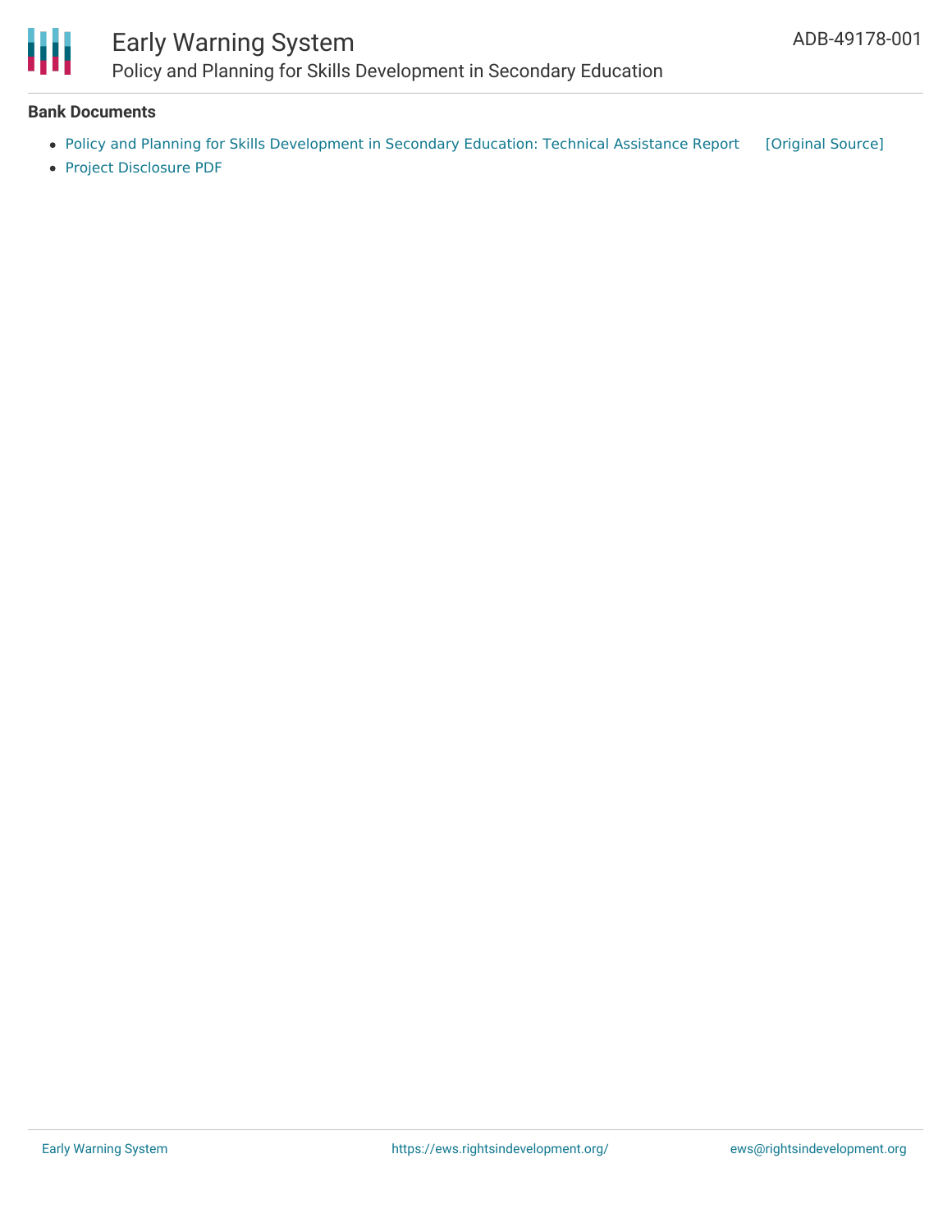### Bank Documents

- Policy and Planning for Skills Development in Secondary Education: Technical Assistance Report [Original Source]
- Project Disclosure PDF